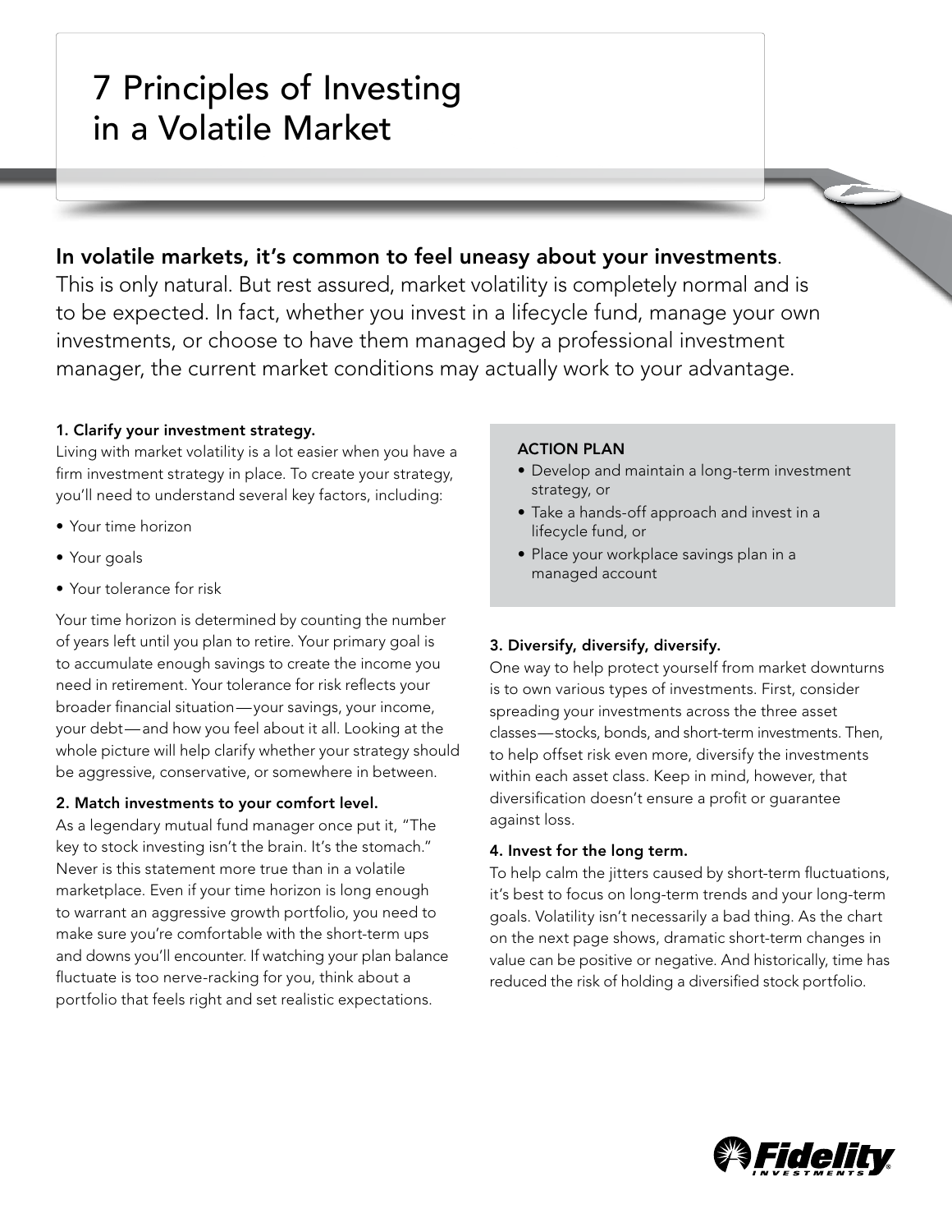# 7 Principles of Investing in a Volatile Market

**In volatile markets, it's common to feel uneasy about your investments**. This is only natural. But rest assured, market volatility is completely normal and is to be expected. In fact, whether you invest in a lifecycle fund, manage your own investments, or choose to have them managed by a professional investment manager, the current market conditions may actually work to your advantage.

### 1. Clarify your investment strategy.

Living with market volatility is a lot easier when you have a firm investment strategy in place. To create your strategy, you'll need to understand several key factors, including:

- Your time horizon
- Your goals
- Your tolerance for risk

Your time horizon is determined by counting the number of years left until you plan to retire. Your primary goal is to accumulate enough savings to create the income you need in retirement. Your tolerance for risk reflects your broader financial situation—your savings, your income, your debt—and how you feel about it all. Looking at the whole picture will help clarify whether your strategy should be aggressive, conservative, or somewhere in between.

### 2. Match investments to your comfort level.

As a legendary mutual fund manager once put it, "The key to stock investing isn't the brain. It's the stomach." Never is this statement more true than in a volatile marketplace. Even if your time horizon is long enough to warrant an aggressive growth portfolio, you need to make sure you're comfortable with the short-term ups and downs you'll encounter. If watching your plan balance fluctuate is too nerve-racking for you, think about a portfolio that feels right and set realistic expectations.

**ACTION PLAN**

- Develop and maintain a long-term investment strategy, or
- Take a hands-off approach and invest in a lifecycle fund, or
- Place your workplace savings plan in a managed account

### 3. Diversify, diversify, diversify.

One way to help protect yourself from market downturns is to own various types of investments. First, consider spreading your investments across the three asset classes—stocks, bonds, and short-term investments. Then, to help offset risk even more, diversify the investments within each asset class. Keep in mind, however, that diversification doesn't ensure a profit or guarantee against loss.

### 4. Invest for the long term.

To help calm the jitters caused by short-term fluctuations, it's best to focus on long-term trends and your long-term goals. Volatility isn't necessarily a bad thing. As the chart on the next page shows, dramatic short-term changes in value can be positive or negative. And historically, time has reduced the risk of holding a diversified stock portfolio.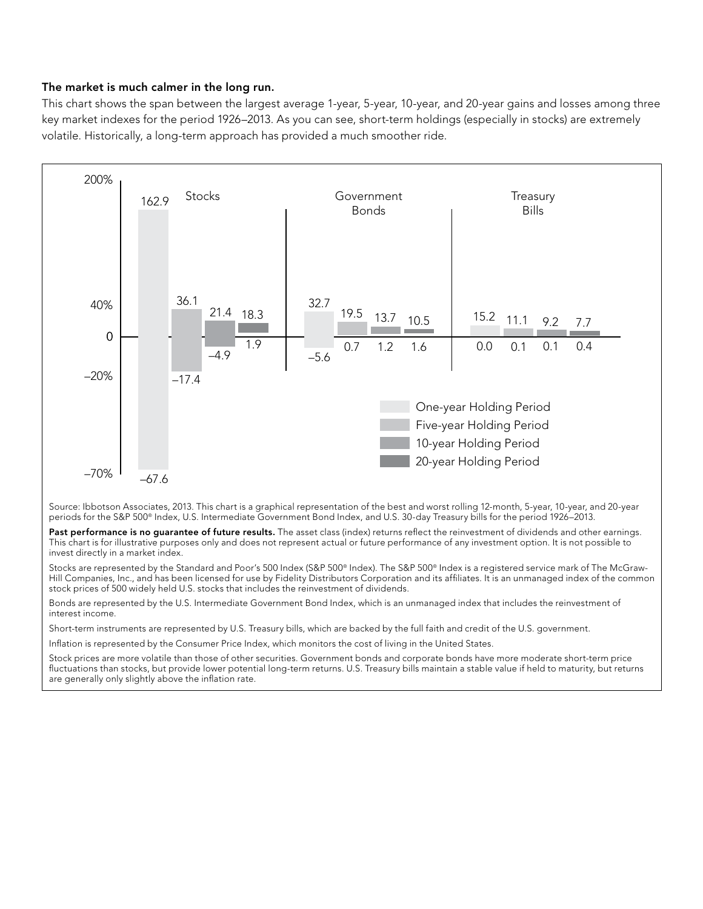**The market is much calmer in the long run.**

This chart shows the span between the largest average 1-year, 5-year, 10-year, and 20-year gains and losses among three key market indexes for the period 1926–2013. As you can see, short-term holdings (especially in stocks) are extremely volatile. Historically, a long-term approach has provided a much smoother ride.

| | Stocks | | Government Bonds | | Treasury Bills | |
|---|---|---|---|---|---|---|
| Holding Period | Best | Worst | Best | Worst | Best | Worst |
| One-year Holding Period | 162.9 | –67.6 | 32.7 | –5.6 | 15.2 | 0.0 |
| Five-year Holding Period | 36.1 | –17.4 | 19.5 | 0.7 | 11.1 | 0.1 |
| 10-year Holding Period | 21.4 | –4.9 | 13.7 | 1.2 | 9.2 | 0.1 |
| 20-year Holding Period | 18.3 | 1.9 | 10.5 | 1.6 | 7.7 | 0.4 |

Source: Ibbotson Associates, 2013. This chart is a graphical representation of the best and worst rolling 12-month, 5-year, 10-year, and 20-year periods for the S&P 500® Index, U.S. Intermediate Government Bond Index, and U.S. 30-day Treasury bills for the period 1926–2013.

**Past performance is no guarantee of future results.** The asset class (index) returns reflect the reinvestment of dividends and other earnings. This chart is for illustrative purposes only and does not represent actual or future performance of any investment option. It is not possible to invest directly in a market index.

Stocks are represented by the Standard and Poor's 500 Index (S&P 500® Index). The S&P 500® Index is a registered service mark of The McGraw-Hill Companies, Inc., and has been licensed for use by Fidelity Distributors Corporation and its affiliates. It is an unmanaged index of the common stock prices of 500 widely held U.S. stocks that includes the reinvestment of dividends.

Bonds are represented by the U.S. Intermediate Government Bond Index, which is an unmanaged index that includes the reinvestment of interest income.

Short-term instruments are represented by U.S. Treasury bills, which are backed by the full faith and credit of the U.S. government.

Inflation is represented by the Consumer Price Index, which monitors the cost of living in the United States.

Stock prices are more volatile than those of other securities. Government bonds and corporate bonds have more moderate short-term price fluctuations than stocks, but provide lower potential long-term returns. U.S. Treasury bills maintain a stable value if held to maturity, but returns are generally only slightly above the inflation rate.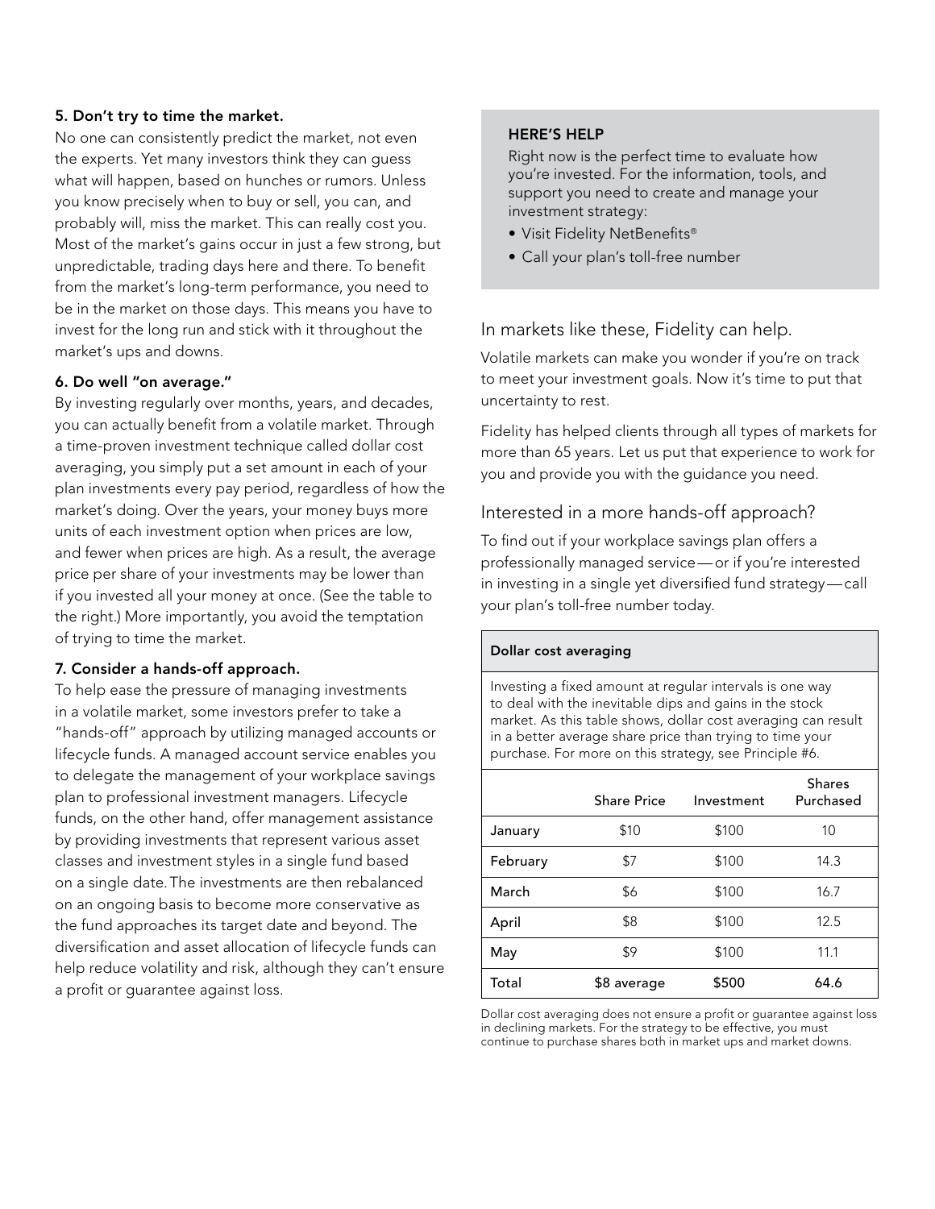### 5. Don't try to time the market.

No one can consistently predict the market, not even the experts. Yet many investors think they can guess what will happen, based on hunches or rumors. Unless you know precisely when to buy or sell, you can, and probably will, miss the market. This can really cost you. Most of the market's gains occur in just a few strong, but unpredictable, trading days here and there. To benefit from the market's long-term performance, you need to be in the market on those days. This means you have to invest for the long run and stick with it throughout the market's ups and downs.

### 6. Do well "on average."

By investing regularly over months, years, and decades, you can actually benefit from a volatile market. Through a time-proven investment technique called dollar cost averaging, you simply put a set amount in each of your plan investments every pay period, regardless of how the market's doing. Over the years, your money buys more units of each investment option when prices are low, and fewer when prices are high. As a result, the average price per share of your investments may be lower than if you invested all your money at once. (See the table to the right.) More importantly, you avoid the temptation of trying to time the market.

### 7. Consider a hands-off approach.

To help ease the pressure of managing investments in a volatile market, some investors prefer to take a "hands-off" approach by utilizing managed accounts or lifecycle funds. A managed account service enables you to delegate the management of your workplace savings plan to professional investment managers. Lifecycle funds, on the other hand, offer management assistance by providing investments that represent various asset classes and investment styles in a single fund based on a single date. The investments are then rebalanced on an ongoing basis to become more conservative as the fund approaches its target date and beyond. The diversification and asset allocation of lifecycle funds can help reduce volatility and risk, although they can't ensure a profit or guarantee against loss.

**HERE'S HELP**

Right now is the perfect time to evaluate how you're invested. For the information, tools, and support you need to create and manage your investment strategy:

- Visit Fidelity NetBenefits®
- Call your plan's toll-free number

## In markets like these, Fidelity can help.

Volatile markets can make you wonder if you're on track to meet your investment goals. Now it's time to put that uncertainty to rest.

Fidelity has helped clients through all types of markets for more than 65 years. Let us put that experience to work for you and provide you with the guidance you need.

## Interested in a more hands-off approach?

To find out if your workplace savings plan offers a professionally managed service—or if you're interested in investing in a single yet diversified fund strategy—call your plan's toll-free number today.

**Dollar cost averaging**

Investing a fixed amount at regular intervals is one way to deal with the inevitable dips and gains in the stock market. As this table shows, dollar cost averaging can result in a better average share price than trying to time your purchase. For more on this strategy, see Principle #6.

| | Share Price | Investment | Shares Purchased |
|---|---|---|---|
| January | $10 | $100 | 10 |
| February | $7 | $100 | 14.3 |
| March | $6 | $100 | 16.7 |
| April | $8 | $100 | 12.5 |
| May | $9 | $100 | 11.1 |
| Total | $8 average | **$500** | **64.6** |

Dollar cost averaging does not ensure a profit or guarantee against loss in declining markets. For the strategy to be effective, you must continue to purchase shares both in market ups and market downs.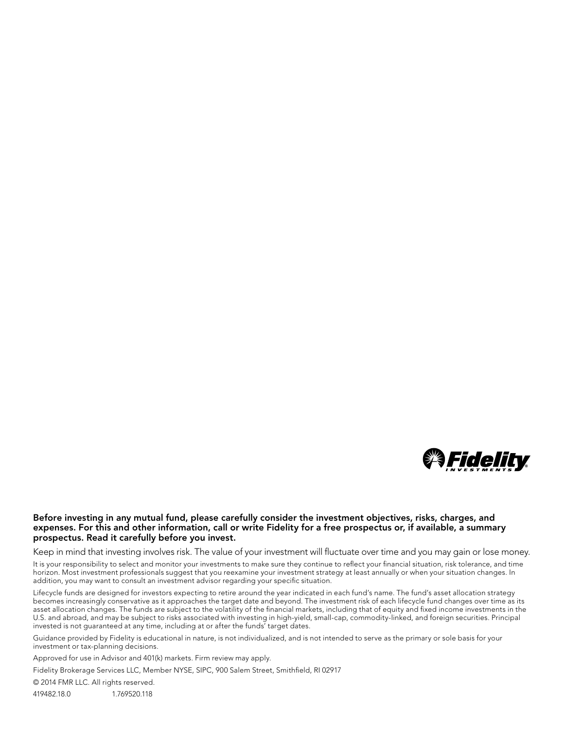**Before investing in any mutual fund, please carefully consider the investment objectives, risks, charges, and expenses. For this and other information, call or write Fidelity for a free prospectus or, if available, a summary prospectus. Read it carefully before you invest.**

Keep in mind that investing involves risk. The value of your investment will fluctuate over time and you may gain or lose money.

It is your responsibility to select and monitor your investments to make sure they continue to reflect your financial situation, risk tolerance, and time horizon. Most investment professionals suggest that you reexamine your investment strategy at least annually or when your situation changes. In addition, you may want to consult an investment advisor regarding your specific situation.

Lifecycle funds are designed for investors expecting to retire around the year indicated in each fund's name. The fund's asset allocation strategy becomes increasingly conservative as it approaches the target date and beyond. The investment risk of each lifecycle fund changes over time as its asset allocation changes. The funds are subject to the volatility of the financial markets, including that of equity and fixed income investments in the U.S. and abroad, and may be subject to risks associated with investing in high-yield, small-cap, commodity-linked, and foreign securities. Principal invested is not guaranteed at any time, including at or after the funds' target dates.

Guidance provided by Fidelity is educational in nature, is not individualized, and is not intended to serve as the primary or sole basis for your investment or tax-planning decisions.

Approved for use in Advisor and 401(k) markets. Firm review may apply.

Fidelity Brokerage Services LLC, Member NYSE, SIPC, 900 Salem Street, Smithfield, RI 02917

© 2014 FMR LLC. All rights reserved.

419482.18.0 1.769520.118